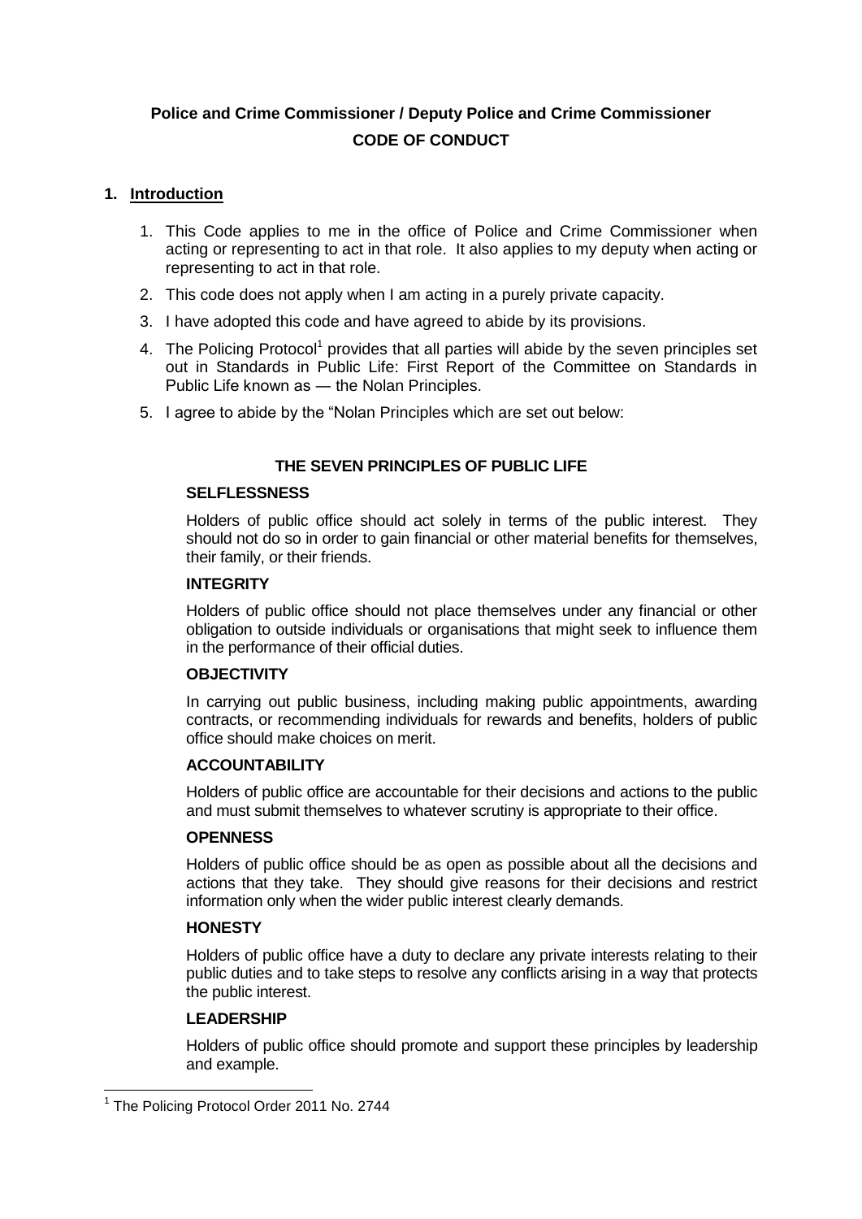# Police and Crime Commissioner / Deputy Police and Crime Commissioner

# CODE OF CONDUCT

## 1. Introduction

1. This Code applies to me in the office of Police and Crime Commissioner when acting or representing to act in that role. It also applies to my deputy when acting or representing to act in that role.
2. This code does not apply when I am acting in a purely private capacity.
3. I have adopted this code and have agreed to abide by its provisions.
4. The Policing Protocol[1] provides that all parties will abide by the seven principles set out in Standards in Public Life: First Report of the Committee on Standards in Public Life known as — the Nolan Principles.
5. I agree to abide by the "Nolan Principles which are set out below:

### THE SEVEN PRINCIPLES OF PUBLIC LIFE

**SELFLESSNESS**

Holders of public office should act solely in terms of the public interest. They should not do so in order to gain financial or other material benefits for themselves, their family, or their friends.

**INTEGRITY**

Holders of public office should not place themselves under any financial or other obligation to outside individuals or organisations that might seek to influence them in the performance of their official duties.

**OBJECTIVITY**

In carrying out public business, including making public appointments, awarding contracts, or recommending individuals for rewards and benefits, holders of public office should make choices on merit.

**ACCOUNTABILITY**

Holders of public office are accountable for their decisions and actions to the public and must submit themselves to whatever scrutiny is appropriate to their office.

**OPENNESS**

Holders of public office should be as open as possible about all the decisions and actions that they take. They should give reasons for their decisions and restrict information only when the wider public interest clearly demands.

**HONESTY**

Holders of public office have a duty to declare any private interests relating to their public duties and to take steps to resolve any conflicts arising in a way that protects the public interest.

**LEADERSHIP**

Holders of public office should promote and support these principles by leadership and example.

---

[1] The Policing Protocol Order 2011 No. 2744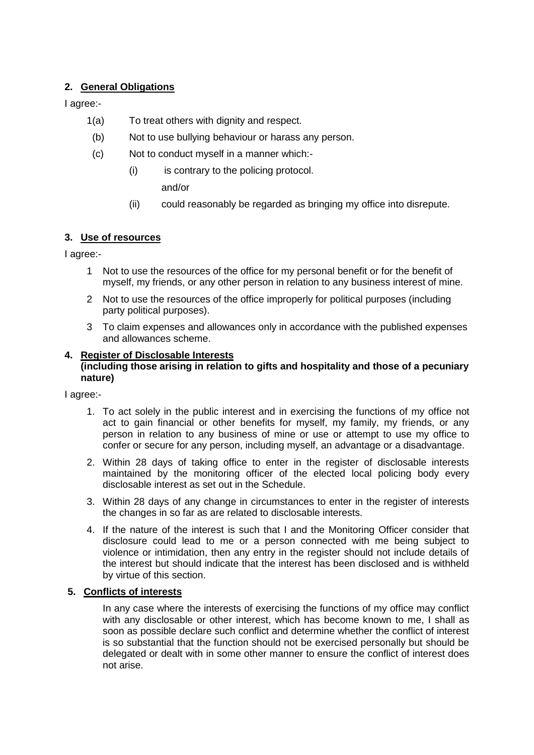## 2. General Obligations

I agree:-

1(a) To treat others with dignity and respect.

(b) Not to use bullying behaviour or harass any person.

(c) Not to conduct myself in a manner which:-

(i) is contrary to the policing protocol.

and/or

(ii) could reasonably be regarded as bringing my office into disrepute.

## 3. Use of resources

I agree:-

1 Not to use the resources of the office for my personal benefit or for the benefit of myself, my friends, or any other person in relation to any business interest of mine.

2 Not to use the resources of the office improperly for political purposes (including party political purposes).

3 To claim expenses and allowances only in accordance with the published expenses and allowances scheme.

## 4. Register of Disclosable Interests

**(including those arising in relation to gifts and hospitality and those of a pecuniary nature)**

I agree:-

1. To act solely in the public interest and in exercising the functions of my office not act to gain financial or other benefits for myself, my family, my friends, or any person in relation to any business of mine or use or attempt to use my office to confer or secure for any person, including myself, an advantage or a disadvantage.
2. Within 28 days of taking office to enter in the register of disclosable interests maintained by the monitoring officer of the elected local policing body every disclosable interest as set out in the Schedule.
3. Within 28 days of any change in circumstances to enter in the register of interests the changes in so far as are related to disclosable interests.
4. If the nature of the interest is such that I and the Monitoring Officer consider that disclosure could lead to me or a person connected with me being subject to violence or intimidation, then any entry in the register should not include details of the interest but should indicate that the interest has been disclosed and is withheld by virtue of this section.

## 5. Conflicts of interests

In any case where the interests of exercising the functions of my office may conflict with any disclosable or other interest, which has become known to me, I shall as soon as possible declare such conflict and determine whether the conflict of interest is so substantial that the function should not be exercised personally but should be delegated or dealt with in some other manner to ensure the conflict of interest does not arise.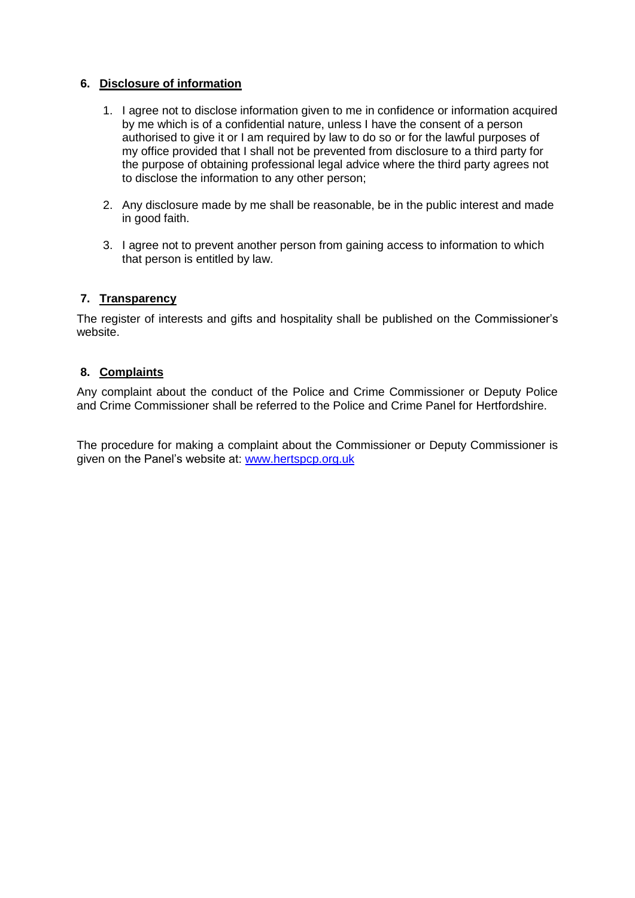## 6. Disclosure of information

1. I agree not to disclose information given to me in confidence or information acquired by me which is of a confidential nature, unless I have the consent of a person authorised to give it or I am required by law to do so or for the lawful purposes of my office provided that I shall not be prevented from disclosure to a third party for the purpose of obtaining professional legal advice where the third party agrees not to disclose the information to any other person;

2. Any disclosure made by me shall be reasonable, be in the public interest and made in good faith.

3. I agree not to prevent another person from gaining access to information to which that person is entitled by law.

## 7. Transparency

The register of interests and gifts and hospitality shall be published on the Commissioner's website.

## 8. Complaints

Any complaint about the conduct of the Police and Crime Commissioner or Deputy Police and Crime Commissioner shall be referred to the Police and Crime Panel for Hertfordshire.

The procedure for making a complaint about the Commissioner or Deputy Commissioner is given on the Panel's website at: [www.hertspcp.org.uk](http://www.hertspcp.org.uk)